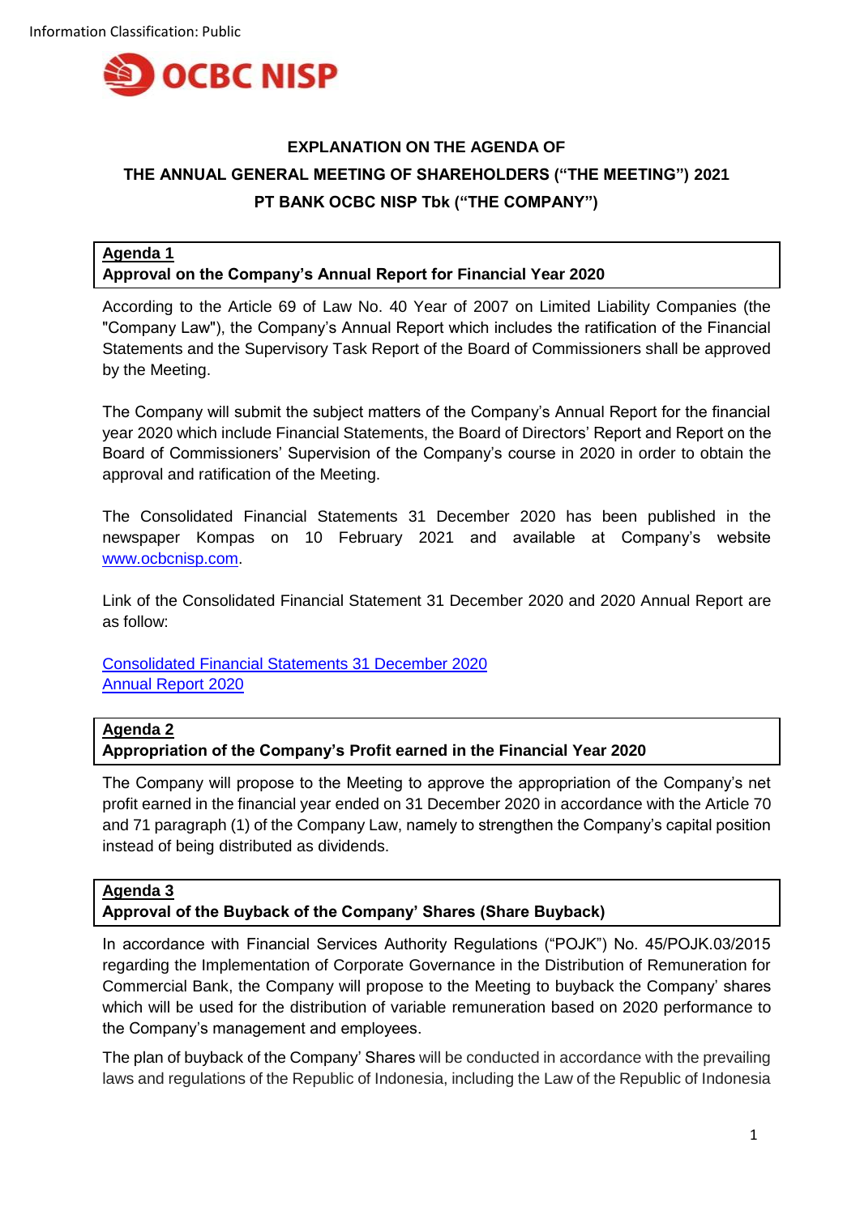Information Classification: Public

OCBC NISP

# EXPLANATION ON THE AGENDA OF THE ANNUAL GENERAL MEETING OF SHAREHOLDERS ("THE MEETING") 2021 PT BANK OCBC NISP Tbk ("THE COMPANY")

## Agenda 1
**Approval on the Company's Annual Report for Financial Year 2020**

According to the Article 69 of Law No. 40 Year of 2007 on Limited Liability Companies (the "Company Law"), the Company's Annual Report which includes the ratification of the Financial Statements and the Supervisory Task Report of the Board of Commissioners shall be approved by the Meeting.

The Company will submit the subject matters of the Company's Annual Report for the financial year 2020 which include Financial Statements, the Board of Directors' Report and Report on the Board of Commissioners' Supervision of the Company's course in 2020 in order to obtain the approval and ratification of the Meeting.

The Consolidated Financial Statements 31 December 2020 has been published in the newspaper Kompas on 10 February 2021 and available at Company's website www.ocbcnisp.com.

Link of the Consolidated Financial Statement 31 December 2020 and 2020 Annual Report are as follow:

Consolidated Financial Statements 31 December 2020
Annual Report 2020

## Agenda 2
**Appropriation of the Company's Profit earned in the Financial Year 2020**

The Company will propose to the Meeting to approve the appropriation of the Company's net profit earned in the financial year ended on 31 December 2020 in accordance with the Article 70 and 71 paragraph (1) of the Company Law, namely to strengthen the Company's capital position instead of being distributed as dividends.

## Agenda 3
**Approval of the Buyback of the Company' Shares (Share Buyback)**

In accordance with Financial Services Authority Regulations ("POJK") No. 45/POJK.03/2015 regarding the Implementation of Corporate Governance in the Distribution of Remuneration for Commercial Bank, the Company will propose to the Meeting to buyback the Company' shares which will be used for the distribution of variable remuneration based on 2020 performance to the Company's management and employees.

The plan of buyback of the Company' Shares will be conducted in accordance with the prevailing laws and regulations of the Republic of Indonesia, including the Law of the Republic of Indonesia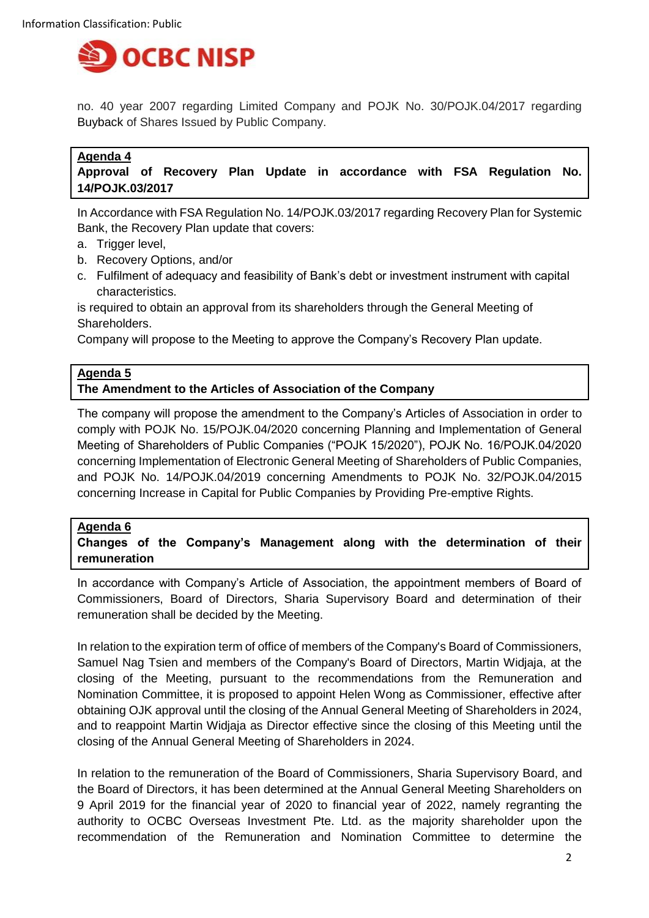no. 40 year 2007 regarding Limited Company and POJK No. 30/POJK.04/2017 regarding Buyback of Shares Issued by Public Company.

**Agenda 4**
**Approval of Recovery Plan Update in accordance with FSA Regulation No. 14/POJK.03/2017**

In Accordance with FSA Regulation No. 14/POJK.03/2017 regarding Recovery Plan for Systemic Bank, the Recovery Plan update that covers:

a. Trigger level,
b. Recovery Options, and/or
c. Fulfilment of adequacy and feasibility of Bank's debt or investment instrument with capital characteristics.

is required to obtain an approval from its shareholders through the General Meeting of Shareholders.
Company will propose to the Meeting to approve the Company's Recovery Plan update.

**Agenda 5**
**The Amendment to the Articles of Association of the Company**

The company will propose the amendment to the Company's Articles of Association in order to comply with POJK No. 15/POJK.04/2020 concerning Planning and Implementation of General Meeting of Shareholders of Public Companies ("POJK 15/2020"), POJK No. 16/POJK.04/2020 concerning Implementation of Electronic General Meeting of Shareholders of Public Companies, and POJK No. 14/POJK.04/2019 concerning Amendments to POJK No. 32/POJK.04/2015 concerning Increase in Capital for Public Companies by Providing Pre-emptive Rights.

**Agenda 6**
**Changes of the Company's Management along with the determination of their remuneration**

In accordance with Company's Article of Association, the appointment members of Board of Commissioners, Board of Directors, Sharia Supervisory Board and determination of their remuneration shall be decided by the Meeting.

In relation to the expiration term of office of members of the Company's Board of Commissioners, Samuel Nag Tsien and members of the Company's Board of Directors, Martin Widjaja, at the closing of the Meeting, pursuant to the recommendations from the Remuneration and Nomination Committee, it is proposed to appoint Helen Wong as Commissioner, effective after obtaining OJK approval until the closing of the Annual General Meeting of Shareholders in 2024, and to reappoint Martin Widjaja as Director effective since the closing of this Meeting until the closing of the Annual General Meeting of Shareholders in 2024.

In relation to the remuneration of the Board of Commissioners, Sharia Supervisory Board, and the Board of Directors, it has been determined at the Annual General Meeting Shareholders on 9 April 2019 for the financial year of 2020 to financial year of 2022, namely regranting the authority to OCBC Overseas Investment Pte. Ltd. as the majority shareholder upon the recommendation of the Remuneration and Nomination Committee to determine the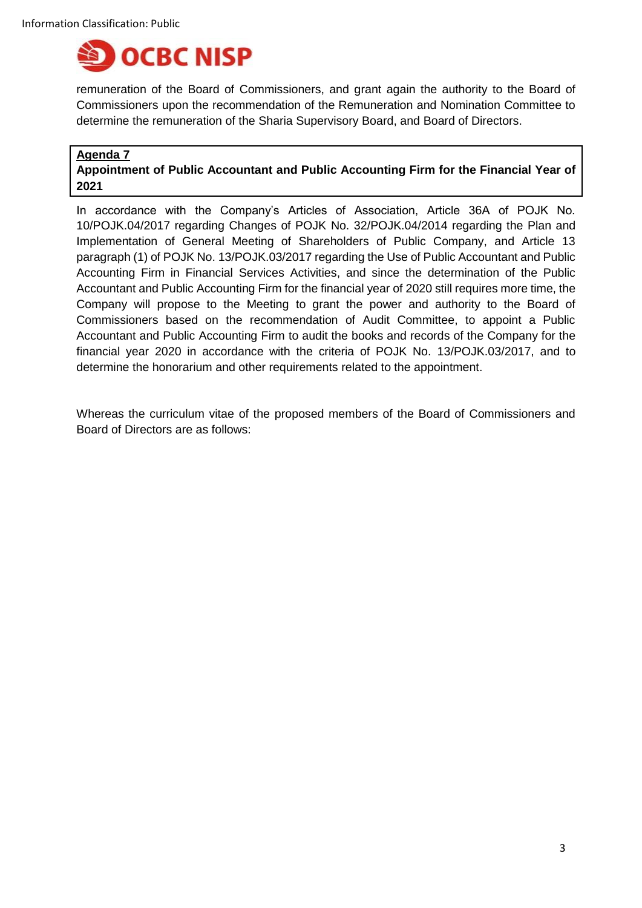remuneration of the Board of Commissioners, and grant again the authority to the Board of Commissioners upon the recommendation of the Remuneration and Nomination Committee to determine the remuneration of the Sharia Supervisory Board, and Board of Directors.

**Agenda 7**

**Appointment of Public Accountant and Public Accounting Firm for the Financial Year of 2021**

In accordance with the Company's Articles of Association, Article 36A of POJK No. 10/POJK.04/2017 regarding Changes of POJK No. 32/POJK.04/2014 regarding the Plan and Implementation of General Meeting of Shareholders of Public Company, and Article 13 paragraph (1) of POJK No. 13/POJK.03/2017 regarding the Use of Public Accountant and Public Accounting Firm in Financial Services Activities, and since the determination of the Public Accountant and Public Accounting Firm for the financial year of 2020 still requires more time, the Company will propose to the Meeting to grant the power and authority to the Board of Commissioners based on the recommendation of Audit Committee, to appoint a Public Accountant and Public Accounting Firm to audit the books and records of the Company for the financial year 2020 in accordance with the criteria of POJK No. 13/POJK.03/2017, and to determine the honorarium and other requirements related to the appointment.

Whereas the curriculum vitae of the proposed members of the Board of Commissioners and Board of Directors are as follows: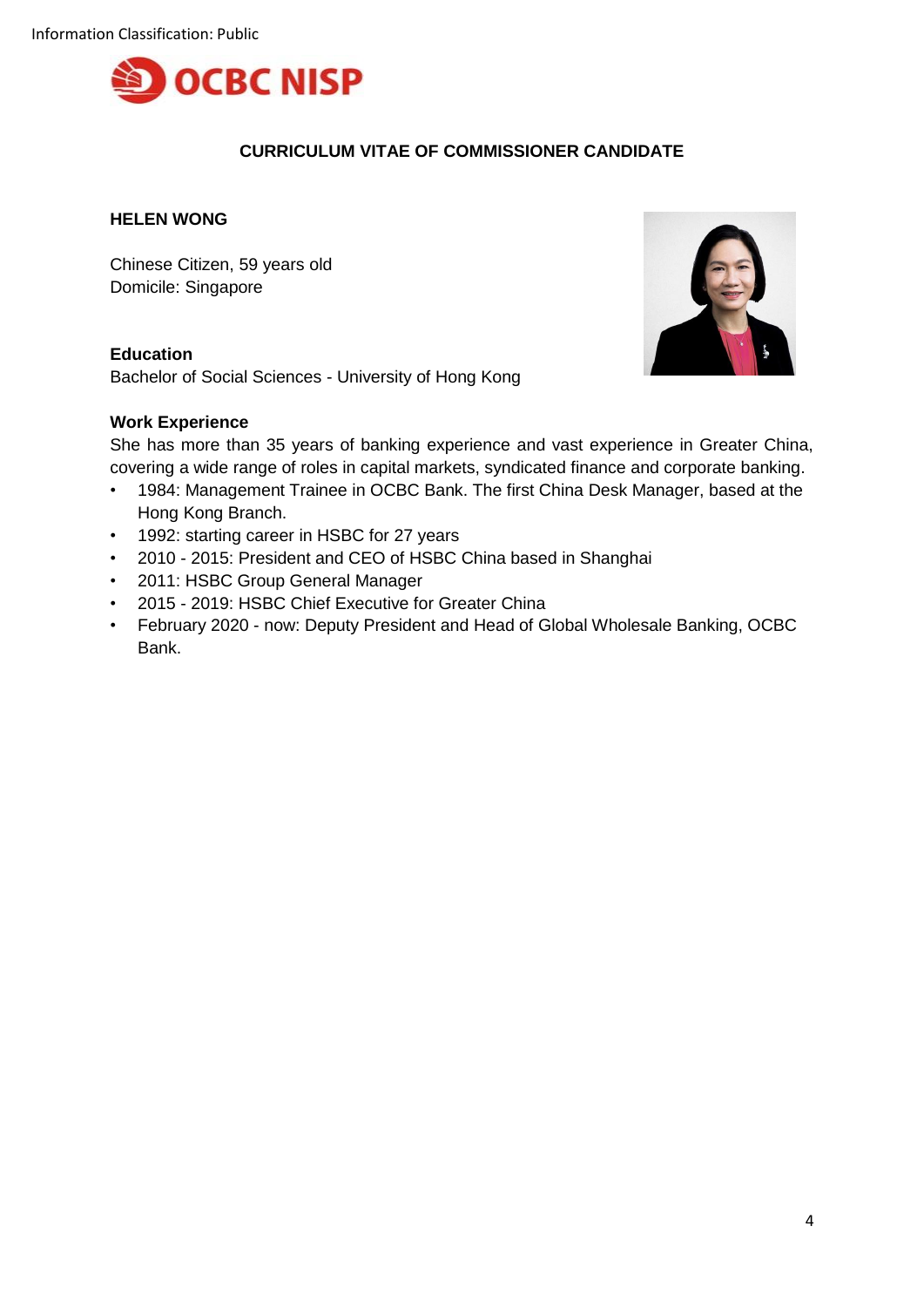Information Classification: Public

OCBC NISP

## CURRICULUM VITAE OF COMMISSIONER CANDIDATE

### HELEN WONG

Chinese Citizen, 59 years old
Domicile: Singapore

**Education**
Bachelor of Social Sciences - University of Hong Kong

**Work Experience**
She has more than 35 years of banking experience and vast experience in Greater China, covering a wide range of roles in capital markets, syndicated finance and corporate banking.

- 1984: Management Trainee in OCBC Bank. The first China Desk Manager, based at the Hong Kong Branch.
- 1992: starting career in HSBC for 27 years
- 2010 - 2015: President and CEO of HSBC China based in Shanghai
- 2011: HSBC Group General Manager
- 2015 - 2019: HSBC Chief Executive for Greater China
- February 2020 - now: Deputy President and Head of Global Wholesale Banking, OCBC Bank.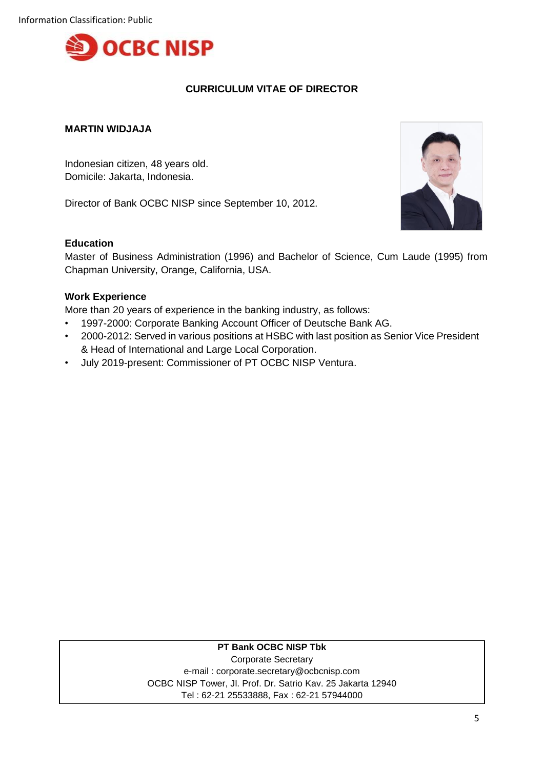Information Classification: Public

OCBC NISP

## CURRICULUM VITAE OF DIRECTOR

### MARTIN WIDJAJA

Indonesian citizen, 48 years old.
Domicile: Jakarta, Indonesia.

Director of Bank OCBC NISP since September 10, 2012.

**Education**

Master of Business Administration (1996) and Bachelor of Science, Cum Laude (1995) from Chapman University, Orange, California, USA.

**Work Experience**

More than 20 years of experience in the banking industry, as follows:

- 1997-2000: Corporate Banking Account Officer of Deutsche Bank AG.
- 2000-2012: Served in various positions at HSBC with last position as Senior Vice President & Head of International and Large Local Corporation.
- July 2019-present: Commissioner of PT OCBC NISP Ventura.

**PT Bank OCBC NISP Tbk**
Corporate Secretary
e-mail : corporate.secretary@ocbcnisp.com
OCBC NISP Tower, Jl. Prof. Dr. Satrio Kav. 25 Jakarta 12940
Tel : 62-21 25533888, Fax : 62-21 57944000